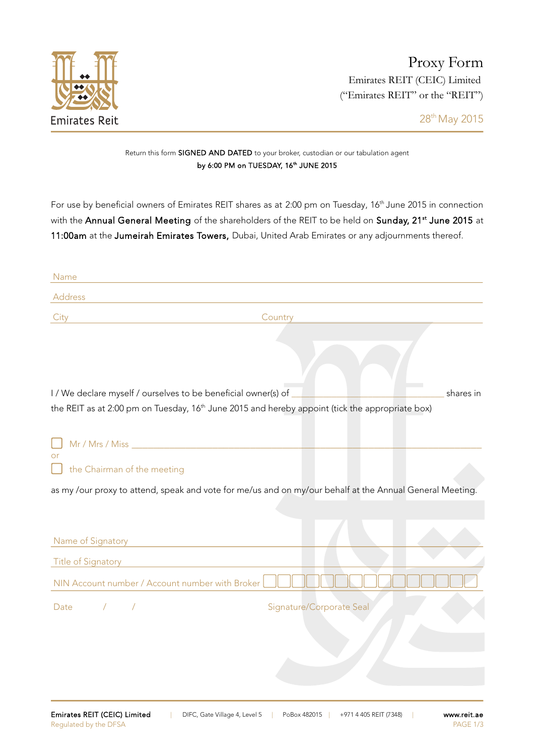# Proxy Form

Emirates REIT (CEIC) Limited
("Emirates REIT" or the "REIT")

28th May 2015

Return this form **SIGNED AND DATED** to your broker, custodian or our tabulation agent
**by 6:00 PM on TUESDAY, 16th JUNE 2015**

For use by beneficial owners of Emirates REIT shares as at 2:00 pm on Tuesday, 16th June 2015 in connection with the **Annual General Meeting** of the shareholders of the REIT to be held on **Sunday, 21st June 2015** at **11:00am** at the **Jumeirah Emirates Towers,** Dubai, United Arab Emirates or any adjournments thereof.

Name ____________________________________________

Address __________________________________________

City ______________________ Country ______________________

I / We declare myself / ourselves to be beneficial owner(s) of ______________________ shares in the REIT as at 2:00 pm on Tuesday, 16th June 2015 and hereby appoint (tick the appropriate box)

☐ Mr / Mrs / Miss ____________________________________________

or

☐ the Chairman of the meeting

as my /our proxy to attend, speak and vote for me/us and on my/our behalf at the Annual General Meeting.

Name of Signatory ____________________________________________

Title of Signatory ____________________________________________

NIN Account number / Account number with Broker ☐☐☐☐☐☐☐☐☐☐☐☐☐☐☐

Date &nbsp;&nbsp;&nbsp;&nbsp;/ &nbsp;&nbsp;&nbsp;&nbsp;/ &nbsp;&nbsp;&nbsp;&nbsp;&nbsp;&nbsp;&nbsp;&nbsp; Signature/Corporate Seal

**Emirates REIT (CEIC) Limited** | DIFC, Gate Village 4, Level 5 | PoBox 482015 | +971 4 405 REIT (7348) | **www.reit.ae**
Regulated by the DFSA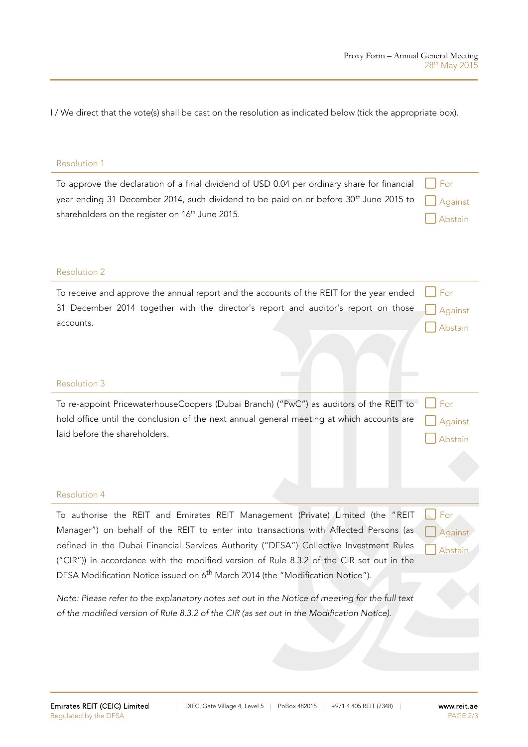I / We direct that the vote(s) shall be cast on the resolution as indicated below (tick the appropriate box).

### Resolution 1

To approve the declaration of a final dividend of USD 0.04 per ordinary share for financial year ending 31 December 2014, such dividend to be paid on or before 30th June 2015 to shareholders on the register on 16th June 2015.

☐ For
☐ Against
☐ Abstain

### Resolution 2

To receive and approve the annual report and the accounts of the REIT for the year ended 31 December 2014 together with the director's report and auditor's report on those accounts.

☐ For
☐ Against
☐ Abstain

### Resolution 3

To re-appoint PricewaterhouseCoopers (Dubai Branch) ("PwC") as auditors of the REIT to hold office until the conclusion of the next annual general meeting at which accounts are laid before the shareholders.

☐ For
☐ Against
☐ Abstain

### Resolution 4

To authorise the REIT and Emirates REIT Management (Private) Limited (the "REIT Manager") on behalf of the REIT to enter into transactions with Affected Persons (as defined in the Dubai Financial Services Authority ("DFSA") Collective Investment Rules ("CIR")) in accordance with the modified version of Rule 8.3.2 of the CIR set out in the DFSA Modification Notice issued on 6th March 2014 (the "Modification Notice").

*Note: Please refer to the explanatory notes set out in the Notice of meeting for the full text of the modified version of Rule 8.3.2 of the CIR (as set out in the Modification Notice).*

☐ For
☐ Against
☐ Abstain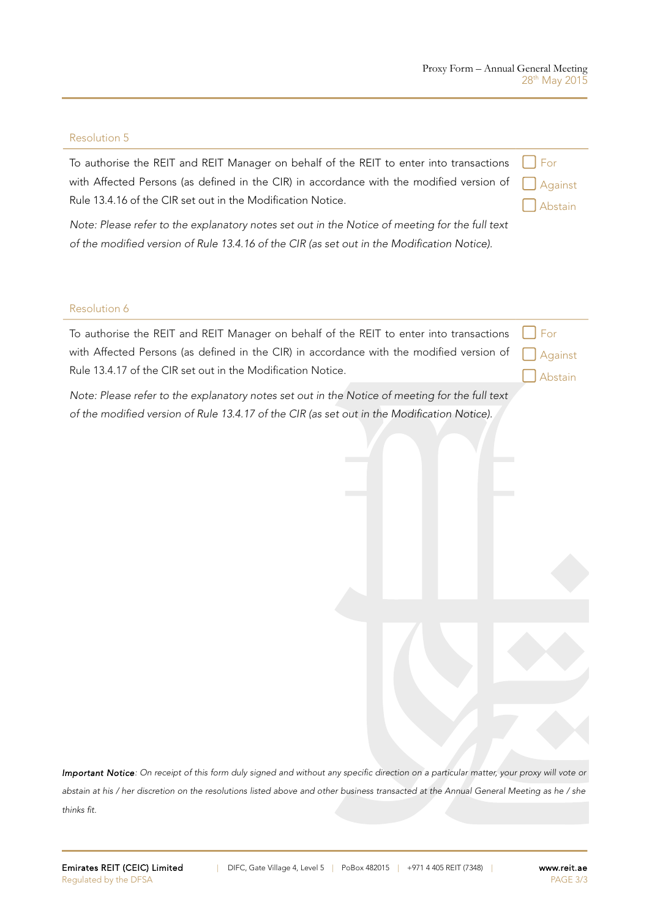### Resolution 5

To authorise the REIT and REIT Manager on behalf of the REIT to enter into transactions with Affected Persons (as defined in the CIR) in accordance with the modified version of Rule 13.4.16 of the CIR set out in the Modification Notice.

- [ ] For
- [ ] Against
- [ ] Abstain

*Note: Please refer to the explanatory notes set out in the Notice of meeting for the full text of the modified version of Rule 13.4.16 of the CIR (as set out in the Modification Notice).*

### Resolution 6

To authorise the REIT and REIT Manager on behalf of the REIT to enter into transactions with Affected Persons (as defined in the CIR) in accordance with the modified version of Rule 13.4.17 of the CIR set out in the Modification Notice.

- [ ] For
- [ ] Against
- [ ] Abstain

*Note: Please refer to the explanatory notes set out in the Notice of meeting for the full text of the modified version of Rule 13.4.17 of the CIR (as set out in the Modification Notice).*

***Important Notice****: On receipt of this form duly signed and without any specific direction on a particular matter, your proxy will vote or abstain at his / her discretion on the resolutions listed above and other business transacted at the Annual General Meeting as he / she thinks fit.*

**Emirates REIT (CEIC) Limited** | DIFC, Gate Village 4, Level 5 | PoBox 482015 | +971 4 405 REIT (7348) | **www.reit.ae**
Regulated by the DFSA